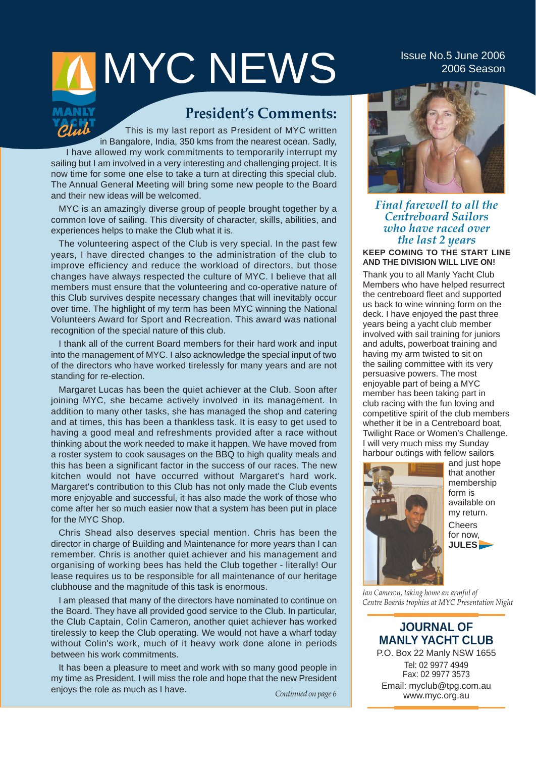# MYC NEWS

Issue No.5 June 2006
2006 Season

## President's Comments:

This is my last report as President of MYC written in Bangalore, India, 350 kms from the nearest ocean. Sadly, I have allowed my work commitments to temporarily interrupt my sailing but I am involved in a very interesting and challenging project. It is now time for some one else to take a turn at directing this special club. The Annual General Meeting will bring some new people to the Board and their new ideas will be welcomed.

MYC is an amazingly diverse group of people brought together by a common love of sailing. This diversity of character, skills, abilities, and experiences helps to make the Club what it is.

The volunteering aspect of the Club is very special. In the past few years, I have directed changes to the administration of the club to improve efficiency and reduce the workload of directors, but those changes have always respected the culture of MYC. I believe that all members must ensure that the volunteering and co-operative nature of this Club survives despite necessary changes that will inevitably occur over time. The highlight of my term has been MYC winning the National Volunteers Award for Sport and Recreation. This award was national recognition of the special nature of this club.

I thank all of the current Board members for their hard work and input into the management of MYC. I also acknowledge the special input of two of the directors who have worked tirelessly for many years and are not standing for re-election.

Margaret Lucas has been the quiet achiever at the Club. Soon after joining MYC, she became actively involved in its management. In addition to many other tasks, she has managed the shop and catering and at times, this has been a thankless task. It is easy to get used to having a good meal and refreshments provided after a race without thinking about the work needed to make it happen. We have moved from a roster system to cook sausages on the BBQ to high quality meals and this has been a significant factor in the success of our races. The new kitchen would not have occurred without Margaret's hard work. Margaret's contribution to this Club has not only made the Club events more enjoyable and successful, it has also made the work of those who come after her so much easier now that a system has been put in place for the MYC Shop.

Chris Shead also deserves special mention. Chris has been the director in charge of Building and Maintenance for more years than I can remember. Chris is another quiet achiever and his management and organising of working bees has held the Club together - literally! Our lease requires us to be responsible for all maintenance of our heritage clubhouse and the magnitude of this task is enormous.

I am pleased that many of the directors have nominated to continue on the Board. They have all provided good service to the Club. In particular, the Club Captain, Colin Cameron, another quiet achiever has worked tirelessly to keep the Club operating. We would not have a wharf today without Colin's work, much of it heavy work done alone in periods between his work commitments.

It has been a pleasure to meet and work with so many good people in my time as President. I will miss the role and hope that the new President enjoys the role as much as I have.

*Continued on page 6*

### *Final farewell to all the Centreboard Sailors who have raced over the last 2 years*

**KEEP COMING TO THE START LINE AND THE DIVISION WILL LIVE ON!**

Thank you to all Manly Yacht Club Members who have helped resurrect the centreboard fleet and supported us back to wine winning form on the deck. I have enjoyed the past three years being a yacht club member involved with sail training for juniors and adults, powerboat training and having my arm twisted to sit on the sailing committee with its very persuasive powers. The most enjoyable part of being a MYC member has been taking part in club racing with the fun loving and competitive spirit of the club members whether it be in a Centreboard boat, Twilight Race or Women's Challenge. I will very much miss my Sunday harbour outings with fellow sailors and just hope that another membership form is available on my return.

Cheers for now,
**JULES**

*Ian Cameron, taking home an armful of Centre Boards trophies at MYC Presentation Night*

## JOURNAL OF MANLY YACHT CLUB

P.O. Box 22 Manly NSW 1655
Tel: 02 9977 4949
Fax: 02 9977 3573
Email: myclub@tpg.com.au
www.myc.org.au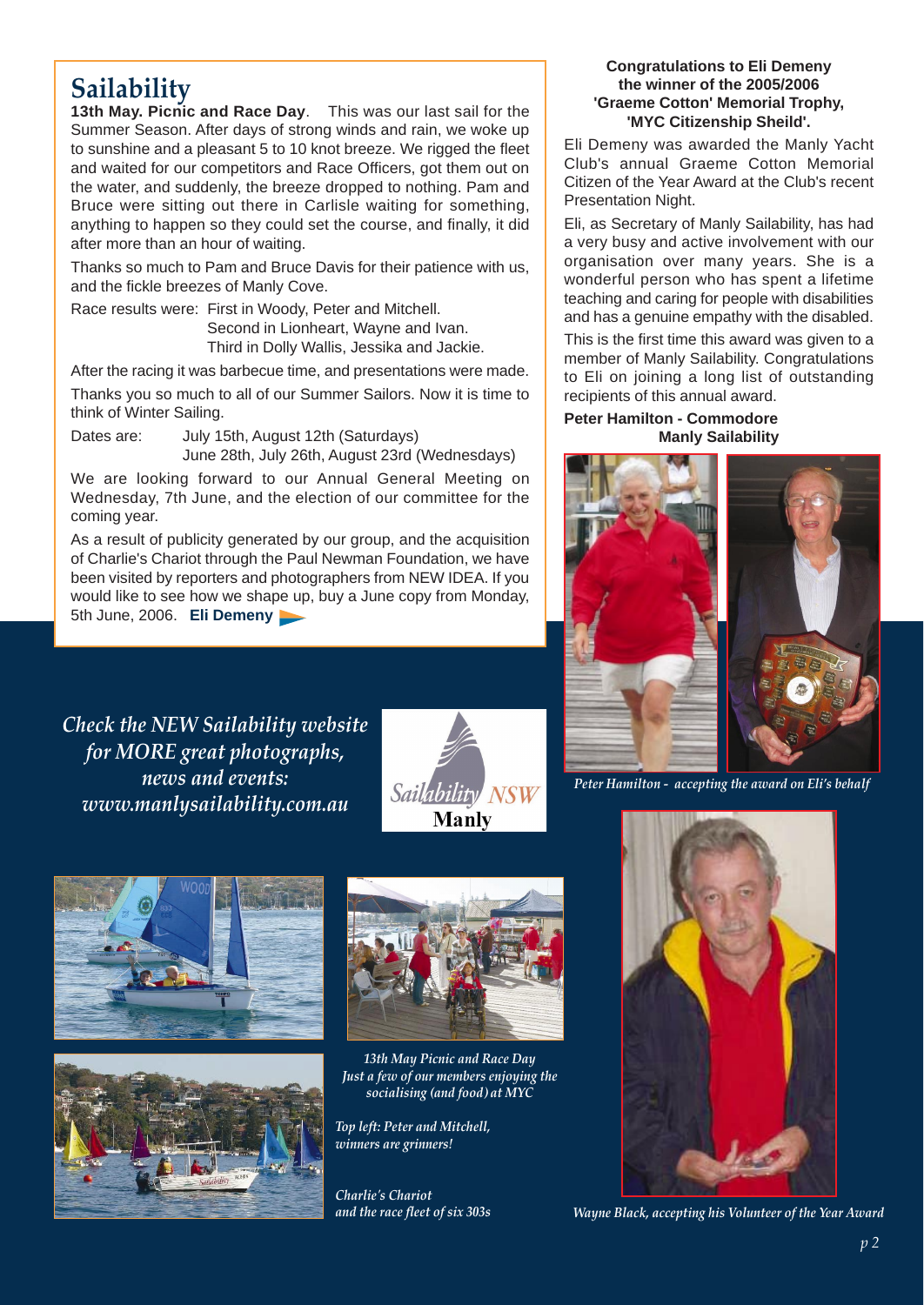# Sailability

**13th May. Picnic and Race Day**. This was our last sail for the Summer Season. After days of strong winds and rain, we woke up to sunshine and a pleasant 5 to 10 knot breeze. We rigged the fleet and waited for our competitors and Race Officers, got them out on the water, and suddenly, the breeze dropped to nothing. Pam and Bruce were sitting out there in Carlisle waiting for something, anything to happen so they could set the course, and finally, it did after more than an hour of waiting.

Thanks so much to Pam and Bruce Davis for their patience with us, and the fickle breezes of Manly Cove.

Race results were: First in Woody, Peter and Mitchell.
Second in Lionheart, Wayne and Ivan.
Third in Dolly Wallis, Jessika and Jackie.

After the racing it was barbecue time, and presentations were made.

Thanks you so much to all of our Summer Sailors. Now it is time to think of Winter Sailing.

Dates are: July 15th, August 12th (Saturdays)
June 28th, July 26th, August 23rd (Wednesdays)

We are looking forward to our Annual General Meeting on Wednesday, 7th June, and the election of our committee for the coming year.

As a result of publicity generated by our group, and the acquisition of Charlie's Chariot through the Paul Newman Foundation, we have been visited by reporters and photographers from NEW IDEA. If you would like to see how we shape up, buy a June copy from Monday, 5th June, 2006. **Eli Demeny**

*Check the NEW Sailability website for MORE great photographs, news and events: www.manlysailability.com.au*

Sailability NSW Manly

*13th May Picnic and Race Day*
*Just a few of our members enjoying the socialising (and food) at MYC*

*Top left: Peter and Mitchell, winners are grinners!*

*Charlie's Chariot and the race fleet of six 303s*

**Congratulations to Eli Demeny the winner of the 2005/2006 'Graeme Cotton' Memorial Trophy, 'MYC Citizenship Sheild'.**

Eli Demeny was awarded the Manly Yacht Club's annual Graeme Cotton Memorial Citizen of the Year Award at the Club's recent Presentation Night.

Eli, as Secretary of Manly Sailability, has had a very busy and active involvement with our organisation over many years. She is a wonderful person who has spent a lifetime teaching and caring for people with disabilities and has a genuine empathy with the disabled.

This is the first time this award was given to a member of Manly Sailability. Congratulations to Eli on joining a long list of outstanding recipients of this annual award.

**Peter Hamilton - Commodore**
**Manly Sailability**

*Peter Hamilton - accepting the award on Eli's behalf*

*Wayne Black, accepting his Volunteer of the Year Award*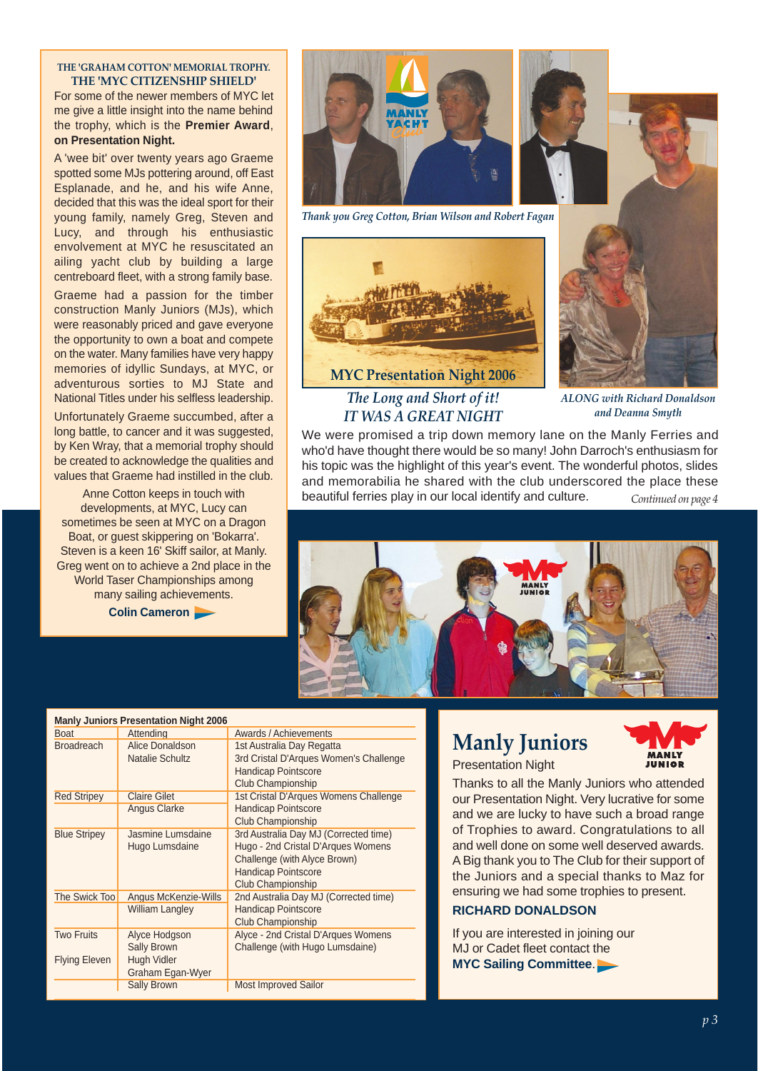### THE 'GRAHAM COTTON' MEMORIAL TROPHY. THE 'MYC CITIZENSHIP SHIELD'

For some of the newer members of MYC let me give a little insight into the name behind the trophy, which is the **Premier Award**, **on Presentation Night.**

A 'wee bit' over twenty years ago Graeme spotted some MJs pottering around, off East Esplanade, and he, and his wife Anne, decided that this was the ideal sport for their young family, namely Greg, Steven and Lucy, and through his enthusiastic envolvement at MYC he resuscitated an ailing yacht club by building a large centreboard fleet, with a strong family base.

Graeme had a passion for the timber construction Manly Juniors (MJs), which were reasonably priced and gave everyone the opportunity to own a boat and compete on the water. Many families have very happy memories of idyllic Sundays, at MYC, or adventurous sorties to MJ State and National Titles under his selfless leadership.

Unfortunately Graeme succumbed, after a long battle, to cancer and it was suggested, by Ken Wray, that a memorial trophy should be created to acknowledge the qualities and values that Graeme had instilled in the club.

Anne Cotton keeps in touch with developments, at MYC, Lucy can sometimes be seen at MYC on a Dragon Boat, or guest skippering on 'Bokarra'. Steven is a keen 16' Skiff sailor, at Manly. Greg went on to achieve a 2nd place in the World Taser Championships among many sailing achievements.

**Colin Cameron**

*Thank you Greg Cotton, Brian Wilson and Robert Fagan*

MYC Presentation Night 2006

*ALONG with Richard Donaldson and Deanna Smyth*

## *The Long and Short of it! IT WAS A GREAT NIGHT*

We were promised a trip down memory lane on the Manly Ferries and who'd have thought there would be so many! John Darroch's enthusiasm for his topic was the highlight of this year's event. The wonderful photos, slides and memorabilia he shared with the club underscored the place these beautiful ferries play in our local identify and culture.

*Continued on page 4*

**Manly Juniors Presentation Night 2006**

| Boat | Attending | Awards / Achievements |
|---|---|---|
| Broadreach | Alice Donaldson<br>Natalie Schultz | 1st Australia Day Regatta<br>3rd Cristal D'Arques Women's Challenge<br>Handicap Pointscore<br>Club Championship |
| Red Stripey | Claire Gilet<br>Angus Clarke | 1st Cristal D'Arques Womens Challenge<br>Handicap Pointscore<br>Club Championship |
| Blue Stripey | Jasmine Lumsdaine<br>Hugo Lumsdaine | 3rd Australia Day MJ (Corrected time)<br>Hugo - 2nd Cristal D'Arques Womens Challenge (with Alyce Brown)<br>Handicap Pointscore<br>Club Championship |
| The Swick Too | Angus McKenzie-Wills<br>William Langley | 2nd Australia Day MJ (Corrected time)<br>Handicap Pointscore<br>Club Championship |
| Two Fruits | Alyce Hodgson<br>Sally Brown | Alyce - 2nd Cristal D'Arques Womens Challenge (with Hugo Lumsdaine) |
| Flying Eleven | Hugh Vidler<br>Graham Egan-Wyer | |
| | Sally Brown | Most Improved Sailor |

## Manly Juniors

Presentation Night

Thanks to all the Manly Juniors who attended our Presentation Night. Very lucrative for some and we are lucky to have such a broad range of Trophies to award. Congratulations to all and well done on some well deserved awards. A Big thank you to The Club for their support of the Juniors and a special thanks to Maz for ensuring we had some trophies to present.

**RICHARD DONALDSON**

If you are interested in joining our MJ or Cadet fleet contact the **MYC Sailing Committee**.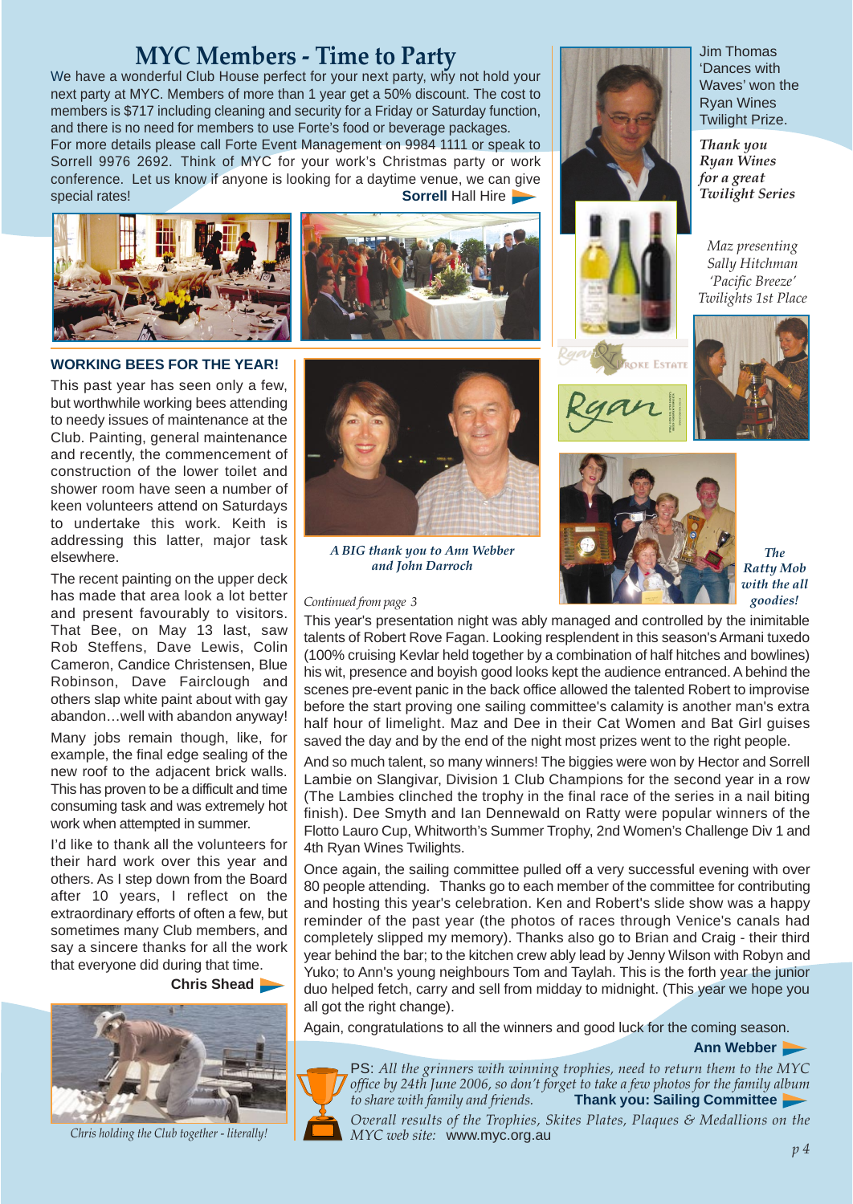# MYC Members - Time to Party

We have a wonderful Club House perfect for your next party, why not hold your next party at MYC. Members of more than 1 year get a 50% discount. The cost to members is $717 including cleaning and security for a Friday or Saturday function, and there is no need for members to use Forte's food or beverage packages.

For more details please call Forte Event Management on 9984 1111 or speak to Sorrell 9976 2692. Think of MYC for your work's Christmas party or work conference. Let us know if anyone is looking for a daytime venue, we can give special rates!

**Sorrell** Hall Hire

Jim Thomas 'Dances with Waves' won the Ryan Wines Twilight Prize.

*Thank you Ryan Wines for a great Twilight Series*

*Maz presenting Sally Hitchman 'Pacific Breeze' Twilights 1st Place*

## WORKING BEES FOR THE YEAR!

This past year has seen only a few, but worthwhile working bees attending to needy issues of maintenance at the Club. Painting, general maintenance and recently, the commencement of construction of the lower toilet and shower room have seen a number of keen volunteers attend on Saturdays to undertake this work. Keith is addressing this latter, major task elsewhere.

The recent painting on the upper deck has made that area look a lot better and present favourably to visitors. That Bee, on May 13 last, saw Rob Steffens, Dave Lewis, Colin Cameron, Candice Christensen, Blue Robinson, Dave Fairclough and others slap white paint about with gay abandon…well with abandon anyway!

Many jobs remain though, like, for example, the final edge sealing of the new roof to the adjacent brick walls. This has proven to be a difficult and time consuming task and was extremely hot work when attempted in summer.

I'd like to thank all the volunteers for their hard work over this year and others. As I step down from the Board after 10 years, I reflect on the extraordinary efforts of often a few, but sometimes many Club members, and say a sincere thanks for all the work that everyone did during that time.

**Chris Shead**

*Chris holding the Club together - literally!*

*A BIG thank you to Ann Webber and John Darroch*

*The Ratty Mob with the all goodies!*

*Continued from page 3*

This year's presentation night was ably managed and controlled by the inimitable talents of Robert Rove Fagan. Looking resplendent in this season's Armani tuxedo (100% cruising Kevlar held together by a combination of half hitches and bowlines) his wit, presence and boyish good looks kept the audience entranced. A behind the scenes pre-event panic in the back office allowed the talented Robert to improvise before the start proving one sailing committee's calamity is another man's extra half hour of limelight. Maz and Dee in their Cat Women and Bat Girl guises saved the day and by the end of the night most prizes went to the right people.

And so much talent, so many winners! The biggies were won by Hector and Sorrell Lambie on Slangivar, Division 1 Club Champions for the second year in a row (The Lambies clinched the trophy in the final race of the series in a nail biting finish). Dee Smyth and Ian Dennewald on Ratty were popular winners of the Flotto Lauro Cup, Whitworth's Summer Trophy, 2nd Women's Challenge Div 1 and 4th Ryan Wines Twilights.

Once again, the sailing committee pulled off a very successful evening with over 80 people attending. Thanks go to each member of the committee for contributing and hosting this year's celebration. Ken and Robert's slide show was a happy reminder of the past year (the photos of races through Venice's canals had completely slipped my memory). Thanks also go to Brian and Craig - their third year behind the bar; to the kitchen crew ably lead by Jenny Wilson with Robyn and Yuko; to Ann's young neighbours Tom and Taylah. This is the forth year the junior duo helped fetch, carry and sell from midday to midnight. (This year we hope you all got the right change).

Again, congratulations to all the winners and good luck for the coming season.

**Ann Webber**

PS: *All the grinners with winning trophies, need to return them to the MYC office by 24th June 2006, so don't forget to take a few photos for the family album to share with family and friends.* **Thank you: Sailing Committee**

*Overall results of the Trophies, Skites Plates, Plaques & Medallions on the MYC web site:* www.myc.org.au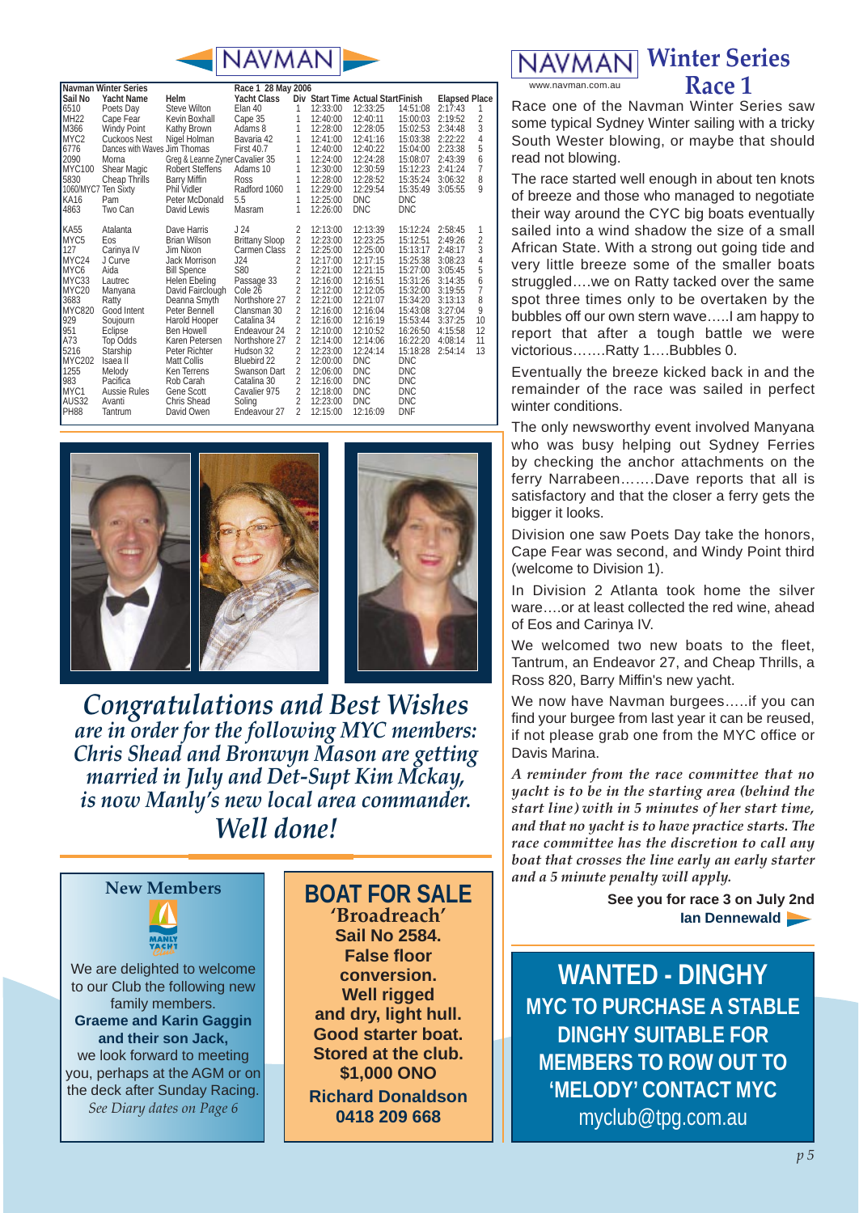NAVMAN

| Sail No | Yacht Name | Helm | Yacht Class | Div | Start Time | Actual Start | Finish | Elapsed | Place |
|---|---|---|---|---|---|---|---|---|---|
| **Navman Winter Series** | | | **Race 1 28 May 2006** | | | | | | |
| 6510 | Poets Day | Steve Wilton | Elan 40 | 1 | 12:33:00 | 12:33:25 | 14:51:08 | 2:17:43 | 1 |
| MH22 | Cape Fear | Kevin Boxhall | Cape 35 | 1 | 12:40:00 | 12:40:11 | 15:00:03 | 2:19:52 | 2 |
| M366 | Windy Point | Kathy Brown | Adams 8 | 1 | 12:28:00 | 12:28:05 | 15:02:53 | 2:34:48 | 3 |
| MYC2 | Cuckoos Nest | Nigel Holman | Bavaria 42 | 1 | 12:41:00 | 12:41:16 | 15:03:38 | 2:22:22 | 4 |
| 6776 | Dances with Waves | Jim Thomas | First 40.7 | 1 | 12:40:00 | 12:40:22 | 15:04:00 | 2:23:38 | 5 |
| 2090 | Morna | Greg & Leanne Zyner | Cavalier 35 | 1 | 12:24:00 | 12:24:28 | 15:08:07 | 2:43:39 | 6 |
| MYC100 | Shear Magic | Robert Steffens | Adams 10 | 1 | 12:30:00 | 12:30:59 | 15:12:23 | 2:41:24 | 7 |
| 5830 | Cheap Thrills | Barry Miffin | Ross | 1 | 12:28:00 | 12:28:52 | 15:35:24 | 3:06:32 | 8 |
| 1060/MYC7 | Ten Sixty | Phil Vidler | Radford 1060 | 1 | 12:29:00 | 12:29:54 | 15:35:49 | 3:05:55 | 9 |
| KA16 | Pam | Peter McDonald | 5.5 | 1 | 12:25:00 | DNC | DNC | | |
| 4863 | Two Can | David Lewis | Masram | 1 | 12:26:00 | DNC | DNC | | |
| KA55 | Atalanta | Dave Harris | J 24 | 2 | 12:13:00 | 12:13:39 | 15:12:24 | 2:58:45 | 1 |
| MYC5 | Eos | Brian Wilson | Brittany Sloop | 2 | 12:23:00 | 12:23:25 | 15:12:51 | 2:49:26 | 2 |
| 127 | Carinya IV | Jim Nixon | Carmen Class | 2 | 12:25:00 | 12:25:00 | 15:13:17 | 2:48:17 | 3 |
| MYC24 | J Curve | Jack Morrison | J24 | 2 | 12:17:00 | 12:17:15 | 15:25:38 | 3:08:23 | 4 |
| MYC6 | Aida | Bill Spence | S80 | 2 | 12:21:00 | 12:21:15 | 15:27:00 | 3:05:45 | 5 |
| MYC33 | Lautrec | Helen Ebeling | Passage 33 | 2 | 12:16:00 | 12:16:51 | 15:31:26 | 3:14:35 | 6 |
| MYC20 | Manyana | David Fairclough | Cole 26 | 2 | 12:12:00 | 12:12:05 | 15:32:00 | 3:19:55 | 7 |
| 3683 | Ratty | Deanna Smyth | Northshore 27 | 2 | 12:21:00 | 12:21:07 | 15:34:20 | 3:13:13 | 8 |
| MYC820 | Good Intent | Peter Bennell | Clansman 30 | 2 | 12:16:00 | 12:16:04 | 15:43:08 | 3:27:04 | 9 |
| 929 | Soujourn | Harold Hooper | Catalina 34 | 2 | 12:16:00 | 12:16:19 | 15:53:44 | 3:37:25 | 10 |
| 951 | Eclipse | Ben Howell | Endeavour 24 | 2 | 12:10:00 | 12:10:52 | 16:26:50 | 4:15:58 | 12 |
| A73 | Top Odds | Karen Petersen | Northshore 27 | 2 | 12:14:00 | 12:14:06 | 16:22:20 | 4:08:14 | 11 |
| 5216 | Starship | Peter Richter | Hudson 32 | 2 | 12:23:00 | 12:24:14 | 15:18:28 | 2:54:14 | 13 |
| MYC202 | Isaea II | Matt Collis | Bluebird 22 | 2 | 12:00:00 | DNC | DNC | | |
| 1255 | Melody | Ken Terrens | Swanson Dart | 2 | 12:06:00 | DNC | DNC | | |
| 983 | Pacifica | Rob Carah | Catalina 30 | 2 | 12:16:00 | DNC | DNC | | |
| MYC1 | Aussie Rules | Gene Scott | Cavalier 975 | 2 | 12:18:00 | DNC | DNC | | |
| AUS32 | Avanti | Chris Shead | Soling | 2 | 12:23:00 | DNC | DNC | | |
| PH88 | Tantrum | David Owen | Endeavour 27 | 2 | 12:15:00 | 12:16:09 | DNF | | |

*Congratulations and Best Wishes are in order for the following MYC members: Chris Shead and Bronwyn Mason are getting married in July and Det-Supt Kim Mckay, is now Manly's new local area commander. Well done!*

## New Members

We are delighted to welcome to our Club the following new family members.

**Graeme and Karin Gaggin and their son Jack,**

we look forward to meeting you, perhaps at the AGM or on the deck after Sunday Racing.

*See Diary dates on Page 6*

## BOAT FOR SALE

**'Broadreach'**

**Sail No 2584.**

**False floor conversion.**

**Well rigged and dry, light hull.**

**Good starter boat.**

**Stored at the club.**

**$1,000 ONO**

**Richard Donaldson**
**0418 209 668**

# NAVMAN Winter Series Race 1

www.navman.com.au

Race one of the Navman Winter Series saw some typical Sydney Winter sailing with a tricky South Wester blowing, or maybe that should read not blowing.

The race started well enough in about ten knots of breeze and those who managed to negotiate their way around the CYC big boats eventually sailed into a wind shadow the size of a small African State. With a strong out going tide and very little breeze some of the smaller boats struggled….we on Ratty tacked over the same spot three times only to be overtaken by the bubbles off our own stern wave…..I am happy to report that after a tough battle we were victorious…….Ratty 1….Bubbles 0.

Eventually the breeze kicked back in and the remainder of the race was sailed in perfect winter conditions.

The only newsworthy event involved Manyana who was busy helping out Sydney Ferries by checking the anchor attachments on the ferry Narrabeen…….Dave reports that all is satisfactory and that the closer a ferry gets the bigger it looks.

Division one saw Poets Day take the honors, Cape Fear was second, and Windy Point third (welcome to Division 1).

In Division 2 Atlanta took home the silver ware….or at least collected the red wine, ahead of Eos and Carinya IV.

We welcomed two new boats to the fleet, Tantrum, an Endeavor 27, and Cheap Thrills, a Ross 820, Barry Miffin's new yacht.

We now have Navman burgees…..if you can find your burgee from last year it can be reused, if not please grab one from the MYC office or Davis Marina.

*A reminder from the race committee that no yacht is to be in the starting area (behind the start line) with in 5 minutes of her start time, and that no yacht is to have practice starts. The race committee has the discretion to call any boat that crosses the line early an early starter and a 5 minute penalty will apply.*

**See you for race 3 on July 2nd**
**Ian Dennewald**

## WANTED - DINGHY

**MYC TO PURCHASE A STABLE DINGHY SUITABLE FOR MEMBERS TO ROW OUT TO 'MELODY' CONTACT MYC**

myclub@tpg.com.au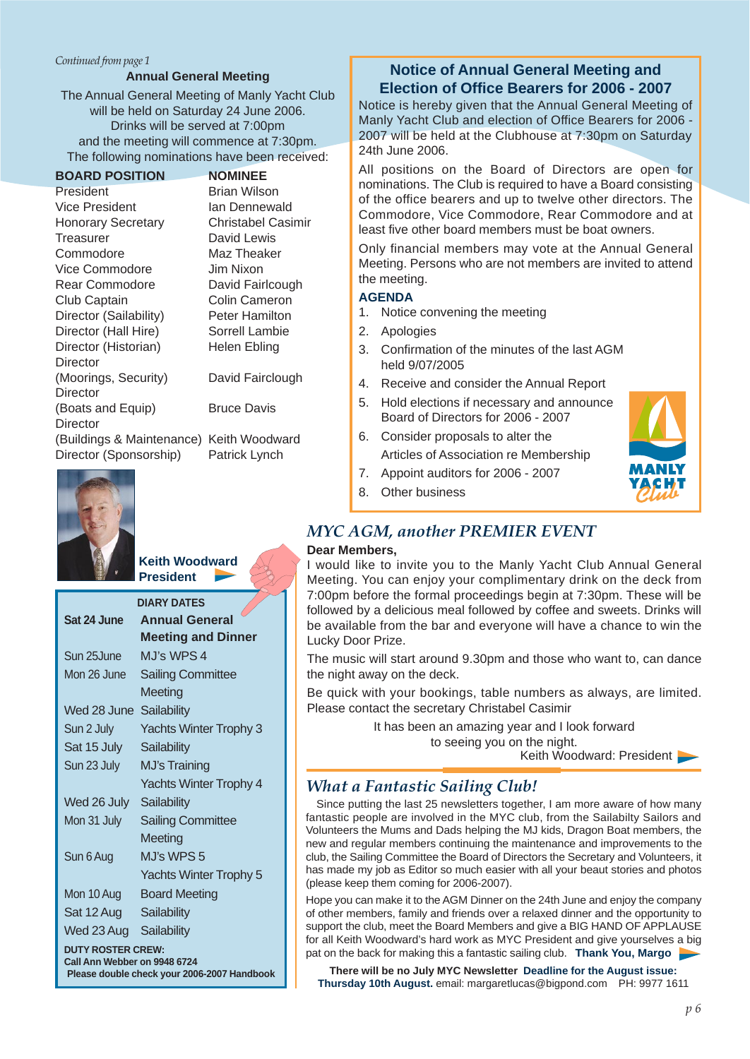*Continued from page 1*

## Annual General Meeting

The Annual General Meeting of Manly Yacht Club will be held on Saturday 24 June 2006. Drinks will be served at 7:00pm and the meeting will commence at 7:30pm. The following nominations have been received:

| BOARD POSITION | NOMINEE |
|---|---|
| President | Brian Wilson |
| Vice President | Ian Dennewald |
| Honorary Secretary | Christabel Casimir |
| Treasurer | David Lewis |
| Commodore | Maz Theaker |
| Vice Commodore | Jim Nixon |
| Rear Commodore | David Fairclough |
| Club Captain | Colin Cameron |
| Director (Sailability) | Peter Hamilton |
| Director (Hall Hire) | Sorrell Lambie |
| Director (Historian) | Helen Ebling |
| Director (Moorings, Security) | David Fairclough |
| Director (Boats and Equip) | Bruce Davis |
| Director (Buildings & Maintenance) | Keith Woodward |
| Director (Sponsorship) | Patrick Lynch |

**Keith Woodward**
**President**

### DIARY DATES

| | |
|---|---|
| **Sat 24 June** | **Annual General Meeting and Dinner** |
| Sun 25June | MJ's WPS 4 |
| Mon 26 June | Sailing Committee Meeting |
| Wed 28 June | Sailability |
| Sun 2 July | Yachts Winter Trophy 3 |
| Sat 15 July | Sailability |
| Sun 23 July | MJ's Training<br>Yachts Winter Trophy 4 |
| Wed 26 July | Sailability |
| Mon 31 July | Sailing Committee Meeting |
| Sun 6 Aug | MJ's WPS 5<br>Yachts Winter Trophy 5 |
| Mon 10 Aug | Board Meeting |
| Sat 12 Aug | Sailability |
| Wed 23 Aug | Sailability |

**DUTY ROSTER CREW:**
**Call Ann Webber on 9948 6724**
**Please double check your 2006-2007 Handbook**

## Notice of Annual General Meeting and Election of Office Bearers for 2006 - 2007

Notice is hereby given that the Annual General Meeting of Manly Yacht Club and election of Office Bearers for 2006 - 2007 will be held at the Clubhouse at 7:30pm on Saturday 24th June 2006.

All positions on the Board of Directors are open for nominations. The Club is required to have a Board consisting of the office bearers and up to twelve other directors. The Commodore, Vice Commodore, Rear Commodore and at least five other board members must be boat owners.

Only financial members may vote at the Annual General Meeting. Persons who are not members are invited to attend the meeting.

### AGENDA

1. Notice convening the meeting
2. Apologies
3. Confirmation of the minutes of the last AGM held 9/07/2005
4. Receive and consider the Annual Report
5. Hold elections if necessary and announce Board of Directors for 2006 - 2007
6. Consider proposals to alter the Articles of Association re Membership
7. Appoint auditors for 2006 - 2007
8. Other business

MANLY YACHT Club

## *MYC AGM, another PREMIER EVENT*

**Dear Members,**

I would like to invite you to the Manly Yacht Club Annual General Meeting. You can enjoy your complimentary drink on the deck from 7:00pm before the formal proceedings begin at 7:30pm. These will be followed by a delicious meal followed by coffee and sweets. Drinks will be available from the bar and everyone will have a chance to win the Lucky Door Prize.

The music will start around 9.30pm and those who want to, can dance the night away on the deck.

Be quick with your bookings, table numbers as always, are limited. Please contact the secretary Christabel Casimir

It has been an amazing year and I look forward to seeing you on the night.

Keith Woodward: President

## *What a Fantastic Sailing Club!*

Since putting the last 25 newsletters together, I am more aware of how many fantastic people are involved in the MYC club, from the Sailabilty Sailors and Volunteers the Mums and Dads helping the MJ kids, Dragon Boat members, the new and regular members continuing the maintenance and improvements to the club, the Sailing Committee the Board of Directors the Secretary and Volunteers, it has made my job as Editor so much easier with all your beaut stories and photos (please keep them coming for 2006-2007).

Hope you can make it to the AGM Dinner on the 24th June and enjoy the company of other members, family and friends over a relaxed dinner and the opportunity to support the club, meet the Board Members and give a BIG HAND OF APPLAUSE for all Keith Woodward's hard work as MYC President and give yourselves a big pat on the back for making this a fantastic sailing club. **Thank You, Margo**

**There will be no July MYC Newsletter Deadline for the August issue: Thursday 10th August.** email: margaretlucas@bigpond.com PH: 9977 1611